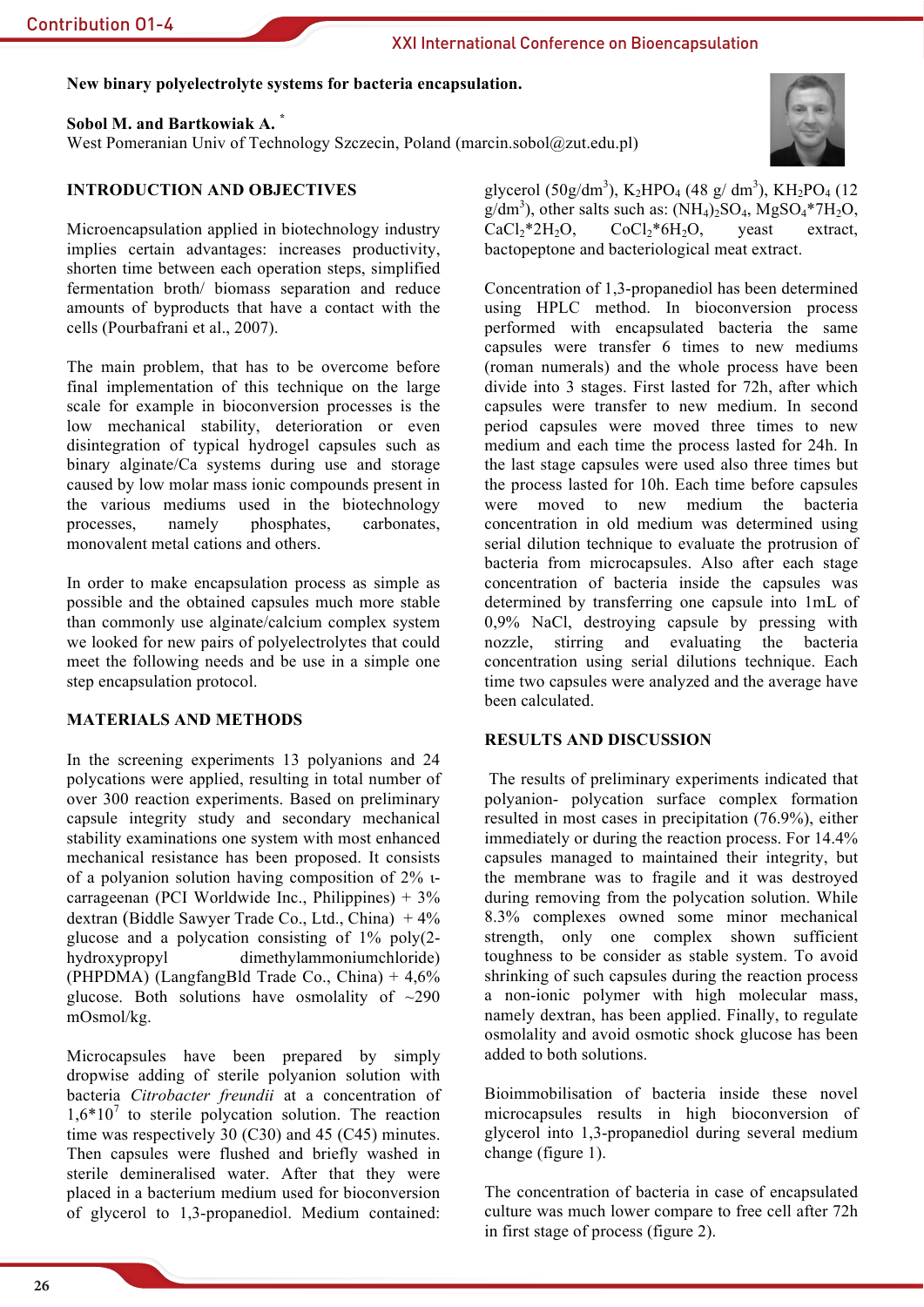New binary polyelectrolyte systems for bacteria encapsulation.

**Sobol M. and Bartkowiak A.** *

West Pomeranian Univ of Technology Szczecin, Poland (marcin.sobol@zut.edu.pl)

## INTRODUCTION AND OBJECTIVES

Microencapsulation applied in biotechnology industry implies certain advantages: increases productivity, shorten time between each operation steps, simplified fermentation broth/ biomass separation and reduce amounts of byproducts that have a contact with the cells (Pourbafrani et al., 2007).

The main problem, that has to be overcome before final implementation of this technique on the large scale for example in bioconversion processes is the low mechanical stability, deterioration or even disintegration of typical hydrogel capsules such as binary alginate/Ca systems during use and storage caused by low molar mass ionic compounds present in the various mediums used in the biotechnology processes, namely phosphates, carbonates, monovalent metal cations and others.

In order to make encapsulation process as simple as possible and the obtained capsules much more stable than commonly use alginate/calcium complex system we looked for new pairs of polyelectrolytes that could meet the following needs and be use in a simple one step encapsulation protocol.

## MATERIALS AND METHODS

In the screening experiments 13 polyanions and 24 polycations were applied, resulting in total number of over 300 reaction experiments. Based on preliminary capsule integrity study and secondary mechanical stability examinations one system with most enhanced mechanical resistance has been proposed. It consists of a polyanion solution having composition of 2% ι-carrageenan (PCI Worldwide Inc., Philippines) + 3% dextran (Biddle Sawyer Trade Co., Ltd., China) + 4% glucose and a polycation consisting of 1% poly(2-hydroxypropyl dimethylammoniumchloride) (PHPDMA) (LangfangBld Trade Co., China) + 4,6% glucose. Both solutions have osmolality of ~290 mOsmol/kg.

Microcapsules have been prepared by simply dropwise adding of sterile polyanion solution with bacteria *Citrobacter freundii* at a concentration of $1{,}6*10^7$ to sterile polycation solution. The reaction time was respectively 30 (C30) and 45 (C45) minutes. Then capsules were flushed and briefly washed in sterile demineralised water. After that they were placed in a bacterium medium used for bioconversion of glycerol to 1,3-propanediol. Medium contained: glycerol (50g/dm$^3$), $K_2HPO_4$ (48 g/ dm$^3$), $KH_2PO_4$ (12 g/dm$^3$), other salts such as: $(NH_4)_2SO_4$, $MgSO_4*7H_2O$, $CaCl_2*2H_2O$, $CoCl_2*6H_2O$, yeast extract, bactopeptone and bacteriological meat extract.

Concentration of 1,3-propanediol has been determined using HPLC method. In bioconversion process performed with encapsulated bacteria the same capsules were transfer 6 times to new mediums (roman numerals) and the whole process have been divide into 3 stages. First lasted for 72h, after which capsules were transfer to new medium. In second period capsules were moved three times to new medium and each time the process lasted for 24h. In the last stage capsules were used also three times but the process lasted for 10h. Each time before capsules were moved to new medium the bacteria concentration in old medium was determined using serial dilution technique to evaluate the protrusion of bacteria from microcapsules. Also after each stage concentration of bacteria inside the capsules was determined by transferring one capsule into 1mL of 0,9% NaCl, destroying capsule by pressing with nozzle, stirring and evaluating the bacteria concentration using serial dilutions technique. Each time two capsules were analyzed and the average have been calculated.

## RESULTS AND DISCUSSION

The results of preliminary experiments indicated that polyanion- polycation surface complex formation resulted in most cases in precipitation (76.9%), either immediately or during the reaction process. For 14.4% capsules managed to maintained their integrity, but the membrane was to fragile and it was destroyed during removing from the polycation solution. While 8.3% complexes owned some minor mechanical strength, only one complex shown sufficient toughness to be consider as stable system. To avoid shrinking of such capsules during the reaction process a non-ionic polymer with high molecular mass, namely dextran, has been applied. Finally, to regulate osmolality and avoid osmotic shock glucose has been added to both solutions.

Bioimmobilisation of bacteria inside these novel microcapsules results in high bioconversion of glycerol into 1,3-propanediol during several medium change (figure 1).

The concentration of bacteria in case of encapsulated culture was much lower compare to free cell after 72h in first stage of process (figure 2).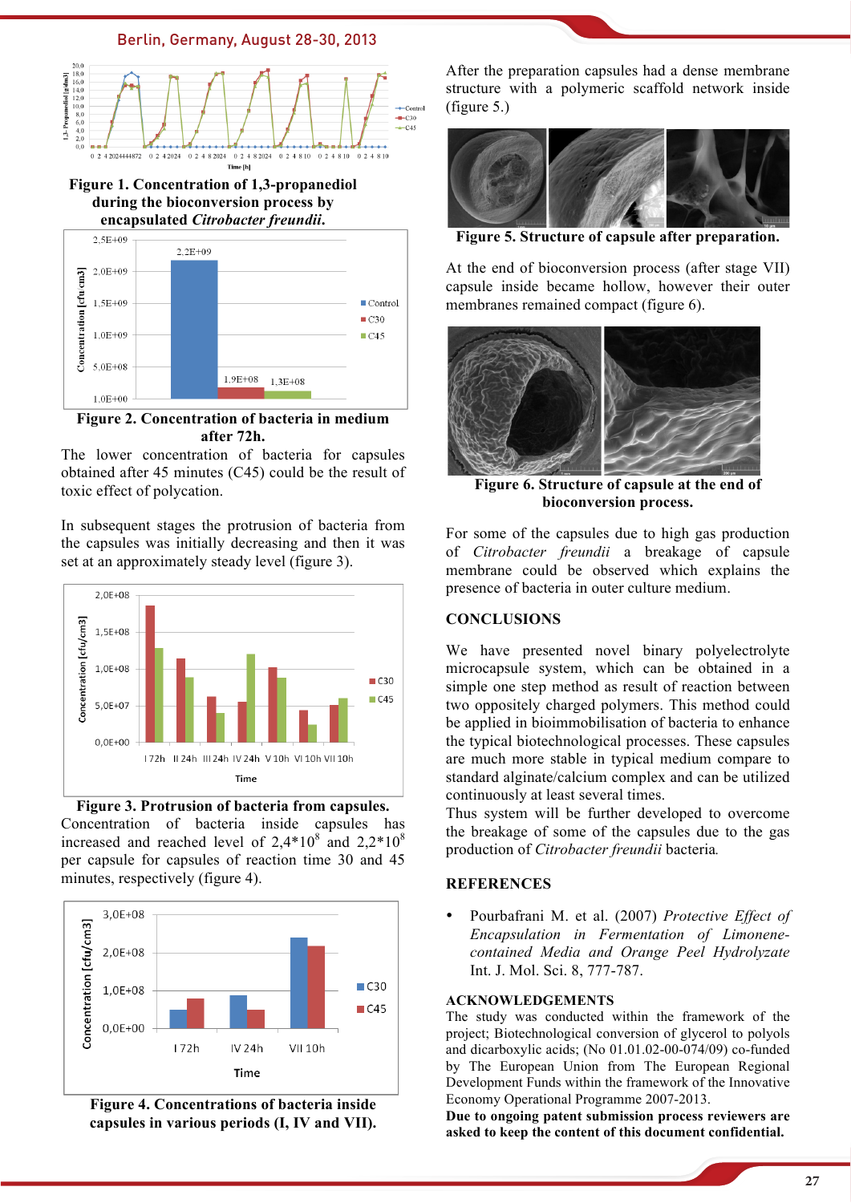1,3-Propanediol [g/dm3]

20,0
18,0
16,0
14,0
12,0
10,0
8,0
6,0
4,0
2,0
0,0

0 2 4 2024 44 48 72 0 2 4 2024 0 2 4 8 2024 0 2 4 8 2024 0 2 4 8 10 0 2 4 8 10 0 2 4 8 10

Time [h]

Control
C30
C45

**Figure 1. Concentration of 1,3-propanediol during the bioconversion process by encapsulated *Citrobacter freundii*.**

Concentration [cfu/cm3]

2,5E+09
2,0E+09
1,5E+09
1,0E+09
5,0E+08
1,0E+00

2.2E+09
1,9E+08
1,3E+08

Control
C30
C45

**Figure 2. Concentration of bacteria in medium after 72h.**

The lower concentration of bacteria for capsules obtained after 45 minutes (C45) could be the result of toxic effect of polycation.

In subsequent stages the protrusion of bacteria from the capsules was initially decreasing and then it was set at an approximately steady level (figure 3).

Concentration [cfu/cm3]

2,0E+08
1,5E+08
1,0E+08
5,0E+07
0,0E+00

I 72h II 24h III 24h IV 24h V 10h VI 10h VII 10h

Time

C30
C45

**Figure 3. Protrusion of bacteria from capsules.**

Concentration of bacteria inside capsules has increased and reached level of $2{,}4 \cdot 10^8$ and $2{,}2 \cdot 10^8$ per capsule for capsules of reaction time 30 and 45 minutes, respectively (figure 4).

Concentration [cfu/cm3]

3,0E+08
2,0E+08
1,0E+08
0,0E+00

I 72h IV 24h VII 10h

Time

C30
C45

**Figure 4. Concentrations of bacteria inside capsules in various periods (I, IV and VII).**

After the preparation capsules had a dense membrane structure with a polymeric scaffold network inside (figure 5.)

**Figure 5. Structure of capsule after preparation.**

At the end of bioconversion process (after stage VII) capsule inside became hollow, however their outer membranes remained compact (figure 6).

**Figure 6. Structure of capsule at the end of bioconversion process.**

For some of the capsules due to high gas production of *Citrobacter freundii* a breakage of capsule membrane could be observed which explains the presence of bacteria in outer culture medium.

## CONCLUSIONS

We have presented novel binary polyelectrolyte microcapsule system, which can be obtained in a simple one step method as result of reaction between two oppositely charged polymers. This method could be applied in bioimmobilisation of bacteria to enhance the typical biotechnological processes. These capsules are much more stable in typical medium compare to standard alginate/calcium complex and can be utilized continuously at least several times.

Thus system will be further developed to overcome the breakage of some of the capsules due to the gas production of *Citrobacter freundii* bacteria.

## REFERENCES

- Pourbafrani M. et al. (2007) *Protective Effect of Encapsulation in Fermentation of Limonene-contained Media and Orange Peel Hydrolyzate* Int. J. Mol. Sci. 8, 777-787.

## ACKNOWLEDGEMENTS

The study was conducted within the framework of the project; Biotechnological conversion of glycerol to polyols and dicarboxylic acids; (No 01.01.02-00-074/09) co-funded by The European Union from The European Regional Development Funds within the framework of the Innovative Economy Operational Programme 2007-2013.

**Due to ongoing patent submission process reviewers are asked to keep the content of this document confidential.**